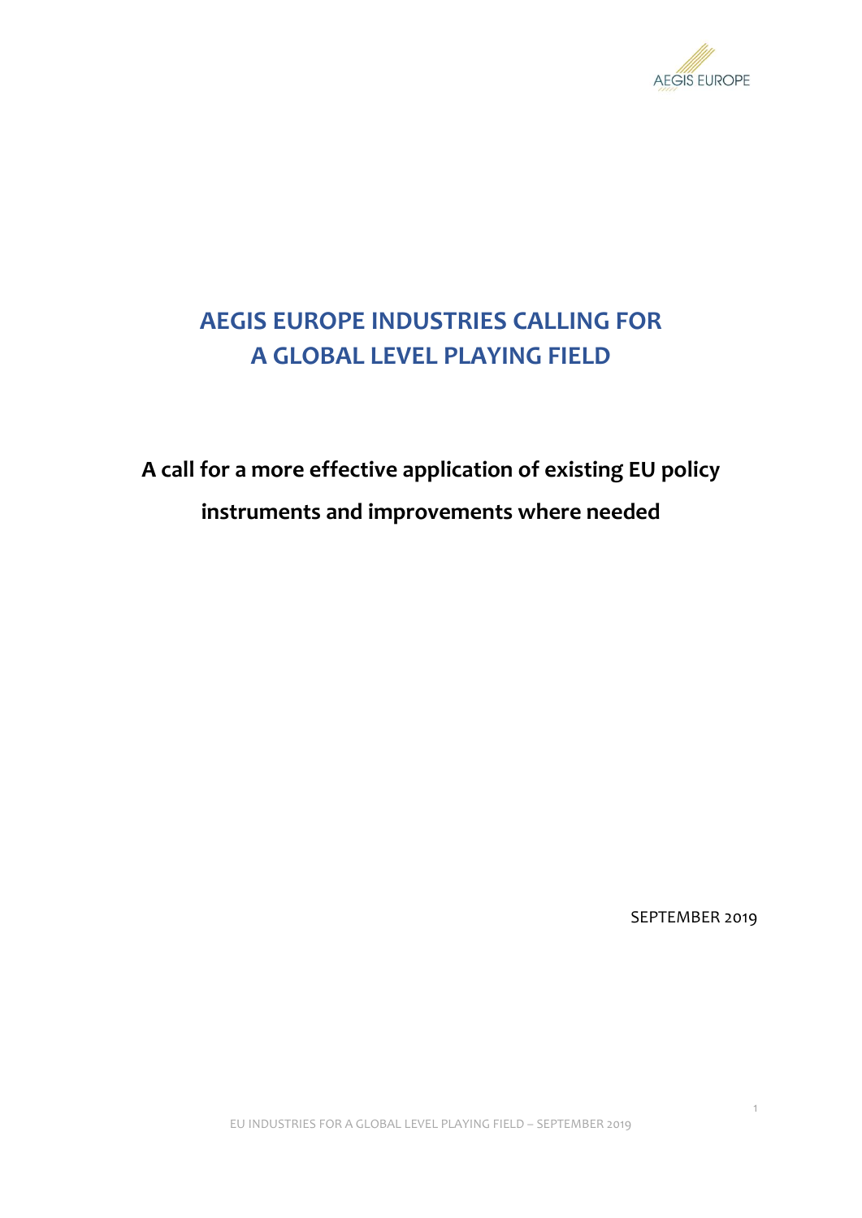AEGIS EUROPE

# AEGIS EUROPE INDUSTRIES CALLING FOR A GLOBAL LEVEL PLAYING FIELD

## A call for a more effective application of existing EU policy instruments and improvements where needed

SEPTEMBER 2019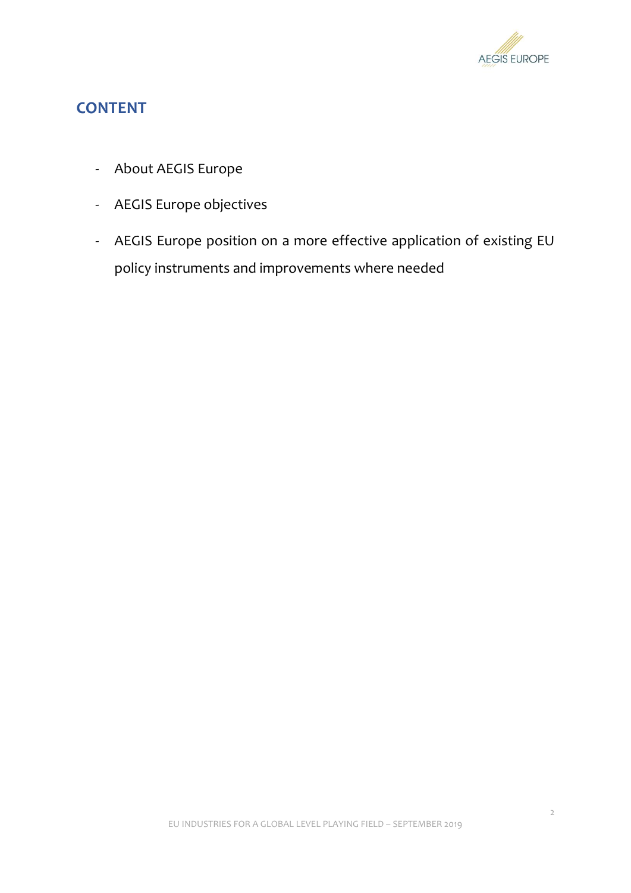## CONTENT

- About AEGIS Europe
- AEGIS Europe objectives
- AEGIS Europe position on a more effective application of existing EU policy instruments and improvements where needed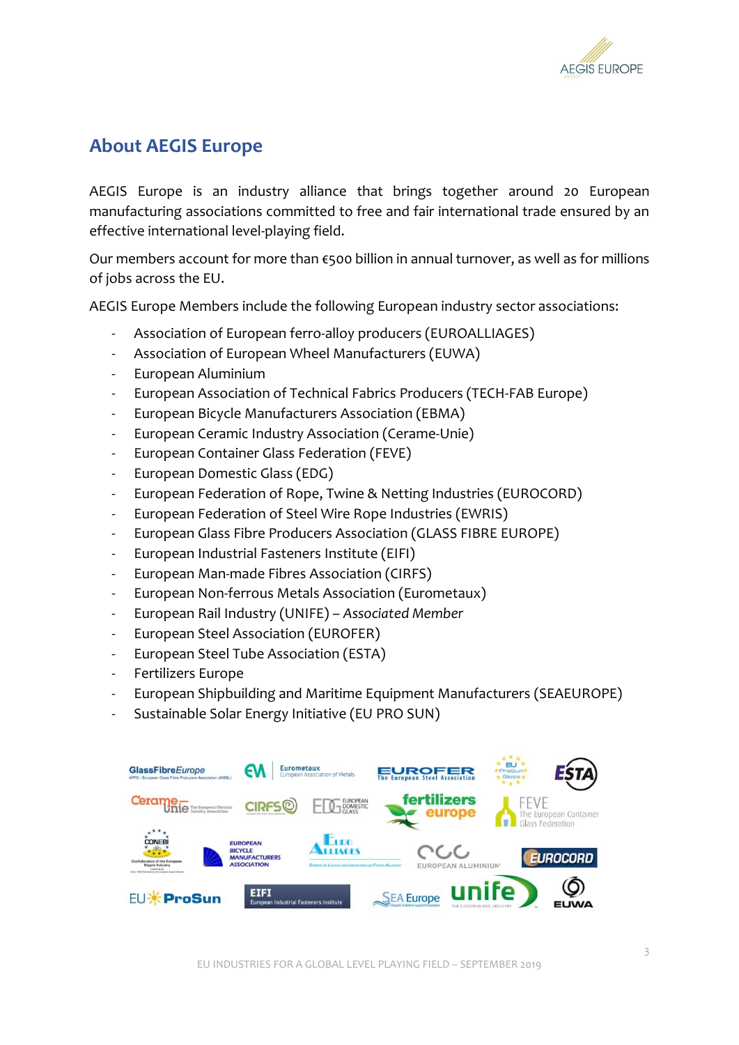## About AEGIS Europe

AEGIS Europe is an industry alliance that brings together around 20 European manufacturing associations committed to free and fair international trade ensured by an effective international level-playing field.

Our members account for more than €500 billion in annual turnover, as well as for millions of jobs across the EU.

AEGIS Europe Members include the following European industry sector associations:

- Association of European ferro-alloy producers (EUROALLIAGES)
- Association of European Wheel Manufacturers (EUWA)
- European Aluminium
- European Association of Technical Fabrics Producers (TECH-FAB Europe)
- European Bicycle Manufacturers Association (EBMA)
- European Ceramic Industry Association (Cerame-Unie)
- European Container Glass Federation (FEVE)
- European Domestic Glass (EDG)
- European Federation of Rope, Twine & Netting Industries (EUROCORD)
- European Federation of Steel Wire Rope Industries (EWRIS)
- European Glass Fibre Producers Association (GLASS FIBRE EUROPE)
- European Industrial Fasteners Institute (EIFI)
- European Man-made Fibres Association (CIRFS)
- European Non-ferrous Metals Association (Eurometaux)
- European Rail Industry (UNIFE) – *Associated Member*
- European Steel Association (EUROFER)
- European Steel Tube Association (ESTA)
- Fertilizers Europe
- European Shipbuilding and Maritime Equipment Manufacturers (SEAEUROPE)
- Sustainable Solar Energy Initiative (EU PRO SUN)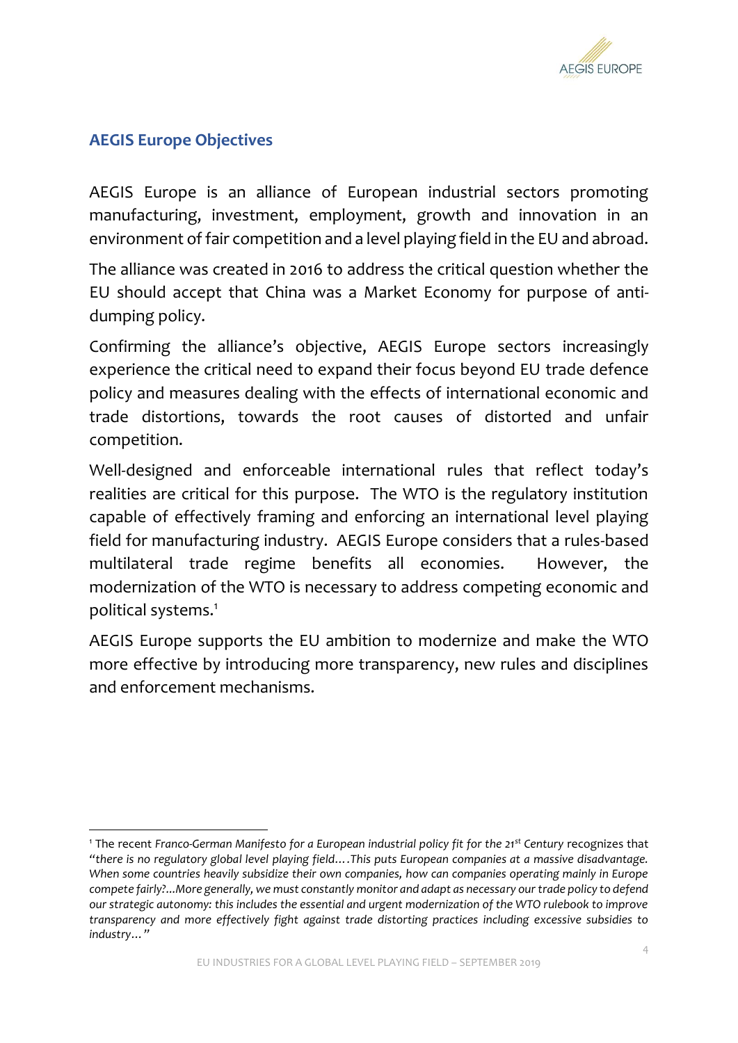## AEGIS Europe Objectives

AEGIS Europe is an alliance of European industrial sectors promoting manufacturing, investment, employment, growth and innovation in an environment of fair competition and a level playing field in the EU and abroad.

The alliance was created in 2016 to address the critical question whether the EU should accept that China was a Market Economy for purpose of anti-dumping policy.

Confirming the alliance's objective, AEGIS Europe sectors increasingly experience the critical need to expand their focus beyond EU trade defence policy and measures dealing with the effects of international economic and trade distortions, towards the root causes of distorted and unfair competition.

Well-designed and enforceable international rules that reflect today's realities are critical for this purpose. The WTO is the regulatory institution capable of effectively framing and enforcing an international level playing field for manufacturing industry. AEGIS Europe considers that a rules-based multilateral trade regime benefits all economies. However, the modernization of the WTO is necessary to address competing economic and political systems.[1]

AEGIS Europe supports the EU ambition to modernize and make the WTO more effective by introducing more transparency, new rules and disciplines and enforcement mechanisms.

---

[1] The recent *Franco-German Manifesto for a European industrial policy fit for the 21st Century* recognizes that *"there is no regulatory global level playing field.…This puts European companies at a massive disadvantage. When some countries heavily subsidize their own companies, how can companies operating mainly in Europe compete fairly?…More generally, we must constantly monitor and adapt as necessary our trade policy to defend our strategic autonomy: this includes the essential and urgent modernization of the WTO rulebook to improve transparency and more effectively fight against trade distorting practices including excessive subsidies to industry…"*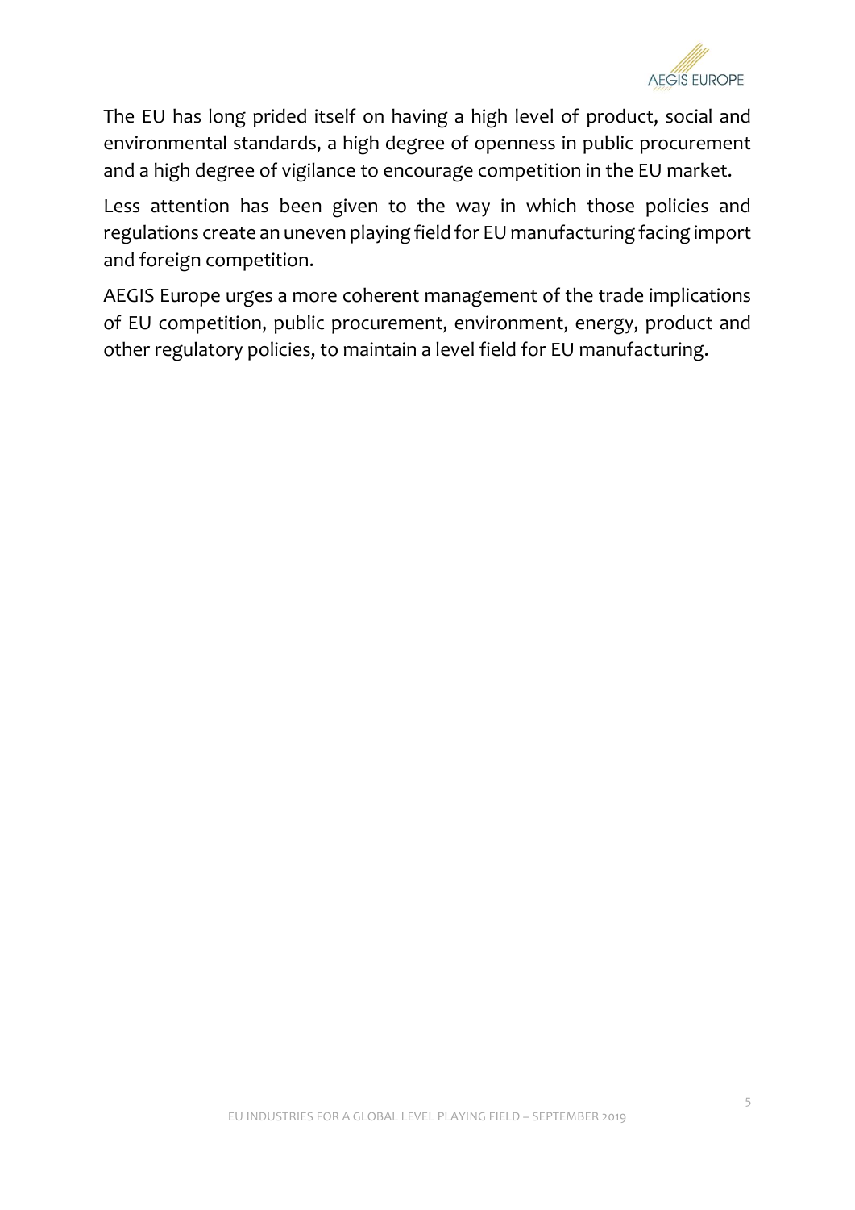The EU has long prided itself on having a high level of product, social and environmental standards, a high degree of openness in public procurement and a high degree of vigilance to encourage competition in the EU market.

Less attention has been given to the way in which those policies and regulations create an uneven playing field for EU manufacturing facing import and foreign competition.

AEGIS Europe urges a more coherent management of the trade implications of EU competition, public procurement, environment, energy, product and other regulatory policies, to maintain a level field for EU manufacturing.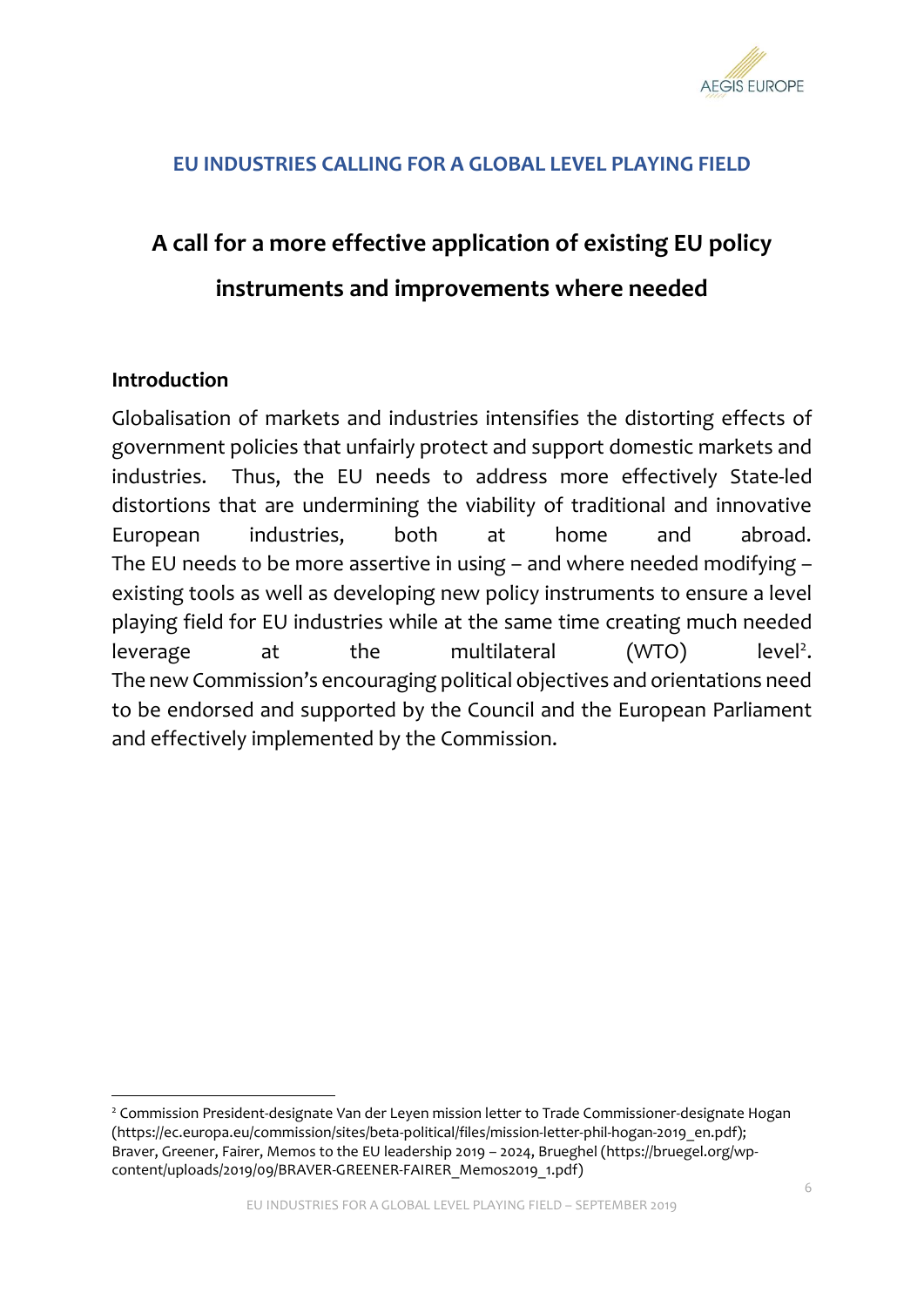## EU INDUSTRIES CALLING FOR A GLOBAL LEVEL PLAYING FIELD

# A call for a more effective application of existing EU policy instruments and improvements where needed

### Introduction

Globalisation of markets and industries intensifies the distorting effects of government policies that unfairly protect and support domestic markets and industries. Thus, the EU needs to address more effectively State-led distortions that are undermining the viability of traditional and innovative European industries, both at home and abroad.

The EU needs to be more assertive in using – and where needed modifying – existing tools as well as developing new policy instruments to ensure a level playing field for EU industries while at the same time creating much needed leverage at the multilateral (WTO) level[2].

The new Commission's encouraging political objectives and orientations need to be endorsed and supported by the Council and the European Parliament and effectively implemented by the Commission.

---

[2] Commission President-designate Van der Leyen mission letter to Trade Commissioner-designate Hogan (https://ec.europa.eu/commission/sites/beta-political/files/mission-letter-phil-hogan-2019_en.pdf); Braver, Greener, Fairer, Memos to the EU leadership 2019 – 2024, Brueghel (https://bruegel.org/wp-content/uploads/2019/09/BRAVER-GREENER-FAIRER_Memos2019_1.pdf)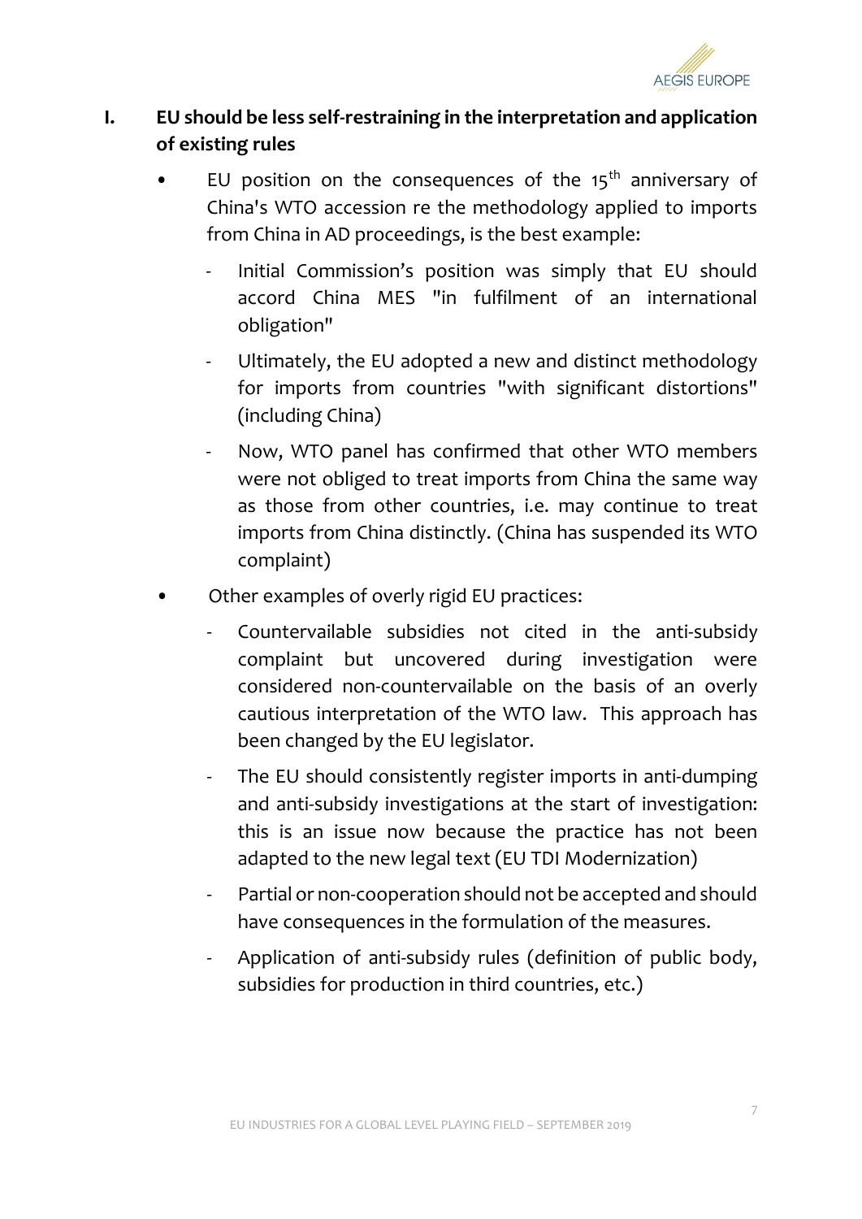## I. EU should be less self-restraining in the interpretation and application of existing rules

- EU position on the consequences of the 15$^{th}$ anniversary of China's WTO accession re the methodology applied to imports from China in AD proceedings, is the best example:
  - Initial Commission's position was simply that EU should accord China MES "in fulfilment of an international obligation"
  - Ultimately, the EU adopted a new and distinct methodology for imports from countries "with significant distortions" (including China)
  - Now, WTO panel has confirmed that other WTO members were not obliged to treat imports from China the same way as those from other countries, i.e. may continue to treat imports from China distinctly. (China has suspended its WTO complaint)
- Other examples of overly rigid EU practices:
  - Countervailable subsidies not cited in the anti-subsidy complaint but uncovered during investigation were considered non-countervailable on the basis of an overly cautious interpretation of the WTO law. This approach has been changed by the EU legislator.
  - The EU should consistently register imports in anti-dumping and anti-subsidy investigations at the start of investigation: this is an issue now because the practice has not been adapted to the new legal text (EU TDI Modernization)
  - Partial or non-cooperation should not be accepted and should have consequences in the formulation of the measures.
  - Application of anti-subsidy rules (definition of public body, subsidies for production in third countries, etc.)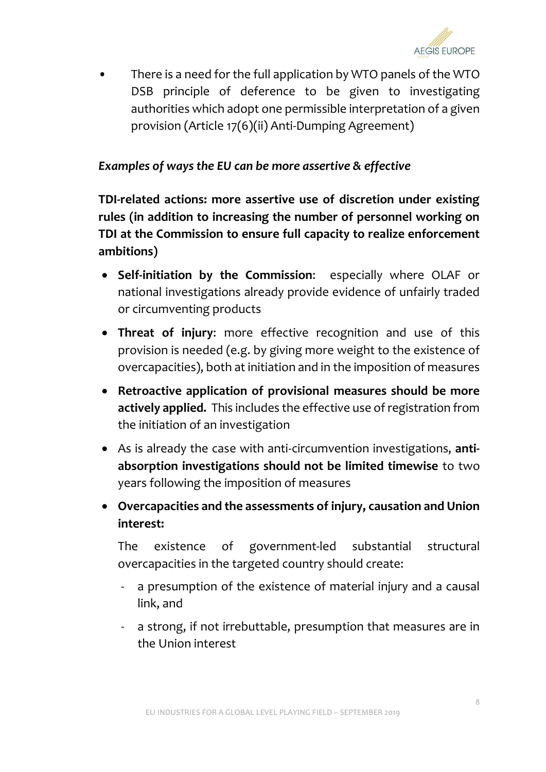- There is a need for the full application by WTO panels of the WTO DSB principle of deference to be given to investigating authorities which adopt one permissible interpretation of a given provision (Article 17(6)(ii) Anti-Dumping Agreement)

*Examples of ways the EU can be more assertive & effective*

**TDI-related actions: more assertive use of discretion under existing rules (in addition to increasing the number of personnel working on TDI at the Commission to ensure full capacity to realize enforcement ambitions)**

- **Self-initiation by the Commission**: especially where OLAF or national investigations already provide evidence of unfairly traded or circumventing products
- **Threat of injury**: more effective recognition and use of this provision is needed (e.g. by giving more weight to the existence of overcapacities), both at initiation and in the imposition of measures
- **Retroactive application of provisional measures should be more actively applied.** This includes the effective use of registration from the initiation of an investigation
- As is already the case with anti-circumvention investigations, **anti-absorption investigations should not be limited timewise** to two years following the imposition of measures
- **Overcapacities and the assessments of injury, causation and Union interest:**

  The existence of government-led substantial structural overcapacities in the targeted country should create:

  - a presumption of the existence of material injury and a causal link, and
  - a strong, if not irrebuttable, presumption that measures are in the Union interest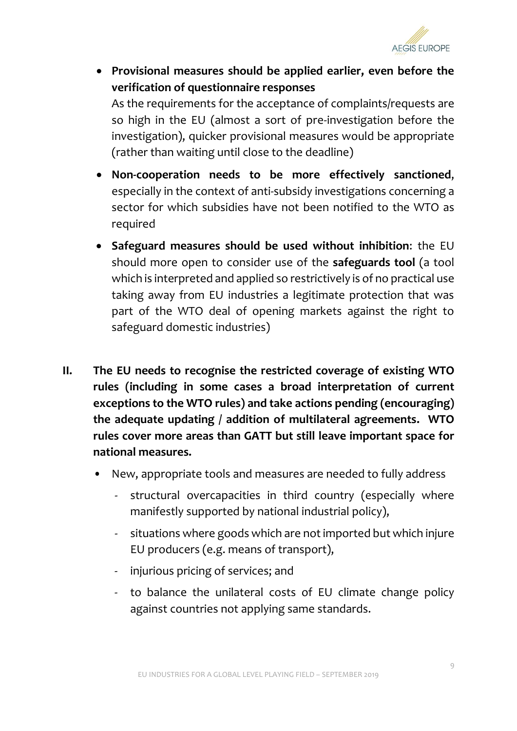- **Provisional measures should be applied earlier, even before the verification of questionnaire responses**
  As the requirements for the acceptance of complaints/requests are so high in the EU (almost a sort of pre-investigation before the investigation), quicker provisional measures would be appropriate (rather than waiting until close to the deadline)
- **Non-cooperation needs to be more effectively sanctioned**, especially in the context of anti-subsidy investigations concerning a sector for which subsidies have not been notified to the WTO as required
- **Safeguard measures should be used without inhibition**: the EU should more open to consider use of the **safeguards tool** (a tool which is interpreted and applied so restrictively is of no practical use taking away from EU industries a legitimate protection that was part of the WTO deal of opening markets against the right to safeguard domestic industries)

**II. The EU needs to recognise the restricted coverage of existing WTO rules (including in some cases a broad interpretation of current exceptions to the WTO rules) and take actions pending (encouraging) the adequate updating / addition of multilateral agreements. WTO rules cover more areas than GATT but still leave important space for national measures.**

- New, appropriate tools and measures are needed to fully address
  - structural overcapacities in third country (especially where manifestly supported by national industrial policy),
  - situations where goods which are not imported but which injure EU producers (e.g. means of transport),
  - injurious pricing of services; and
  - to balance the unilateral costs of EU climate change policy against countries not applying same standards.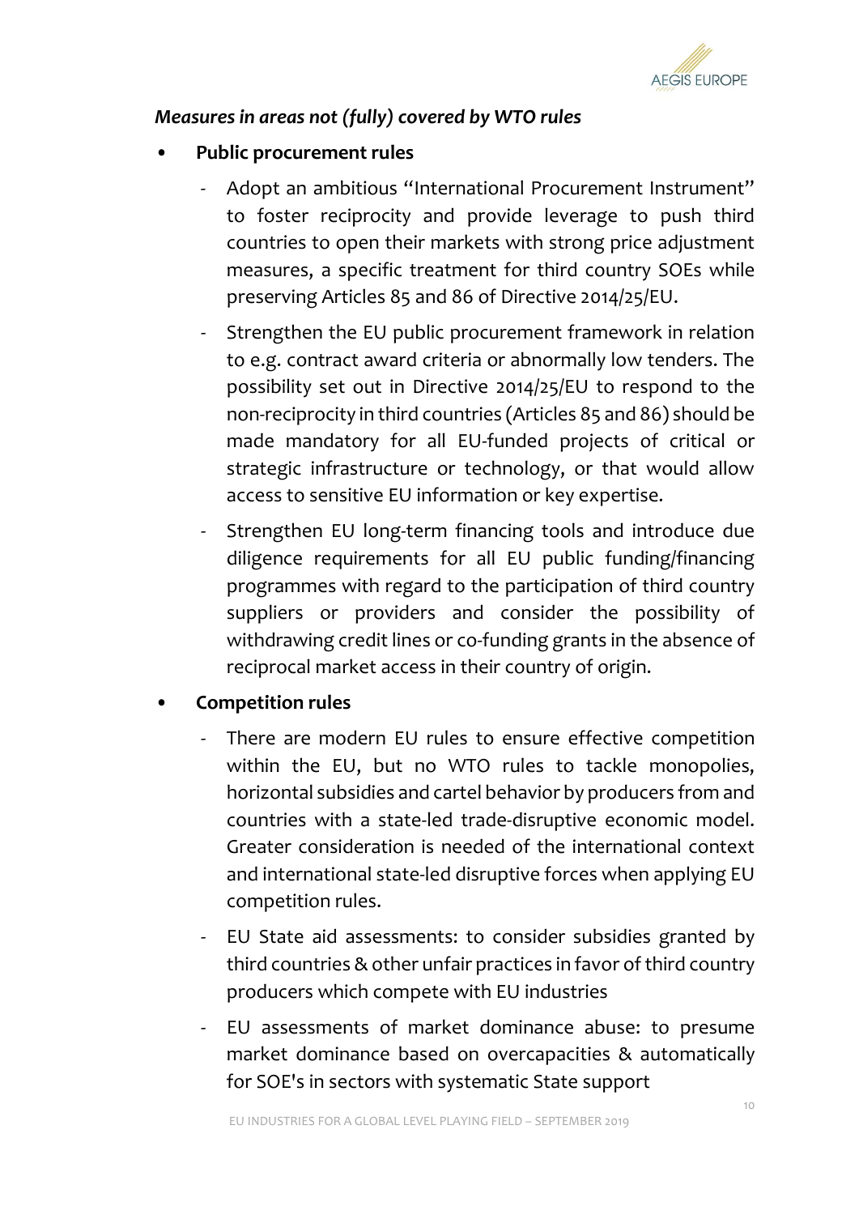*Measures in areas not (fully) covered by WTO rules*

- **Public procurement rules**
  - Adopt an ambitious "International Procurement Instrument" to foster reciprocity and provide leverage to push third countries to open their markets with strong price adjustment measures, a specific treatment for third country SOEs while preserving Articles 85 and 86 of Directive 2014/25/EU.
  - Strengthen the EU public procurement framework in relation to e.g. contract award criteria or abnormally low tenders. The possibility set out in Directive 2014/25/EU to respond to the non-reciprocity in third countries (Articles 85 and 86) should be made mandatory for all EU-funded projects of critical or strategic infrastructure or technology, or that would allow access to sensitive EU information or key expertise.
  - Strengthen EU long-term financing tools and introduce due diligence requirements for all EU public funding/financing programmes with regard to the participation of third country suppliers or providers and consider the possibility of withdrawing credit lines or co-funding grants in the absence of reciprocal market access in their country of origin.

- **Competition rules**
  - There are modern EU rules to ensure effective competition within the EU, but no WTO rules to tackle monopolies, horizontal subsidies and cartel behavior by producers from and countries with a state-led trade-disruptive economic model. Greater consideration is needed of the international context and international state-led disruptive forces when applying EU competition rules.
  - EU State aid assessments: to consider subsidies granted by third countries & other unfair practices in favor of third country producers which compete with EU industries
  - EU assessments of market dominance abuse: to presume market dominance based on overcapacities & automatically for SOE's in sectors with systematic State support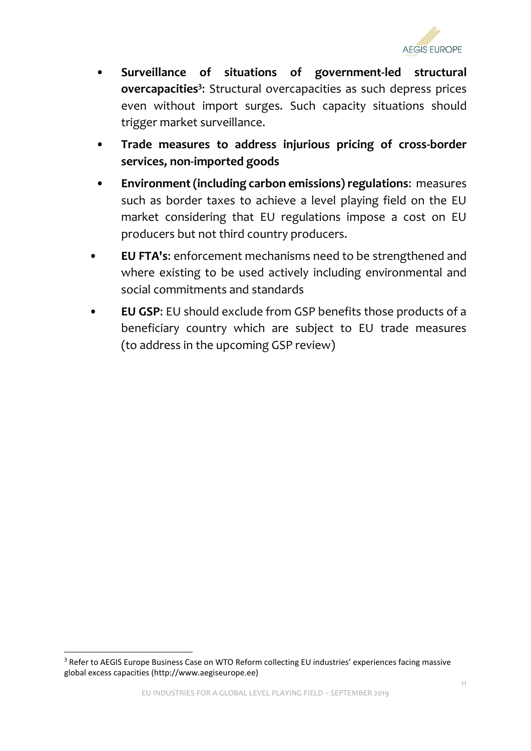- **Surveillance of situations of government-led structural overcapacities**[3]: Structural overcapacities as such depress prices even without import surges. Such capacity situations should trigger market surveillance.
- **Trade measures to address injurious pricing of cross-border services, non-imported goods**
- **Environment (including carbon emissions) regulations**: measures such as border taxes to achieve a level playing field on the EU market considering that EU regulations impose a cost on EU producers but not third country producers.
- **EU FTA's**: enforcement mechanisms need to be strengthened and where existing to be used actively including environmental and social commitments and standards
- **EU GSP**: EU should exclude from GSP benefits those products of a beneficiary country which are subject to EU trade measures (to address in the upcoming GSP review)

[3] Refer to AEGIS Europe Business Case on WTO Reform collecting EU industries' experiences facing massive global excess capacities (http://www.aegiseurope.ee)